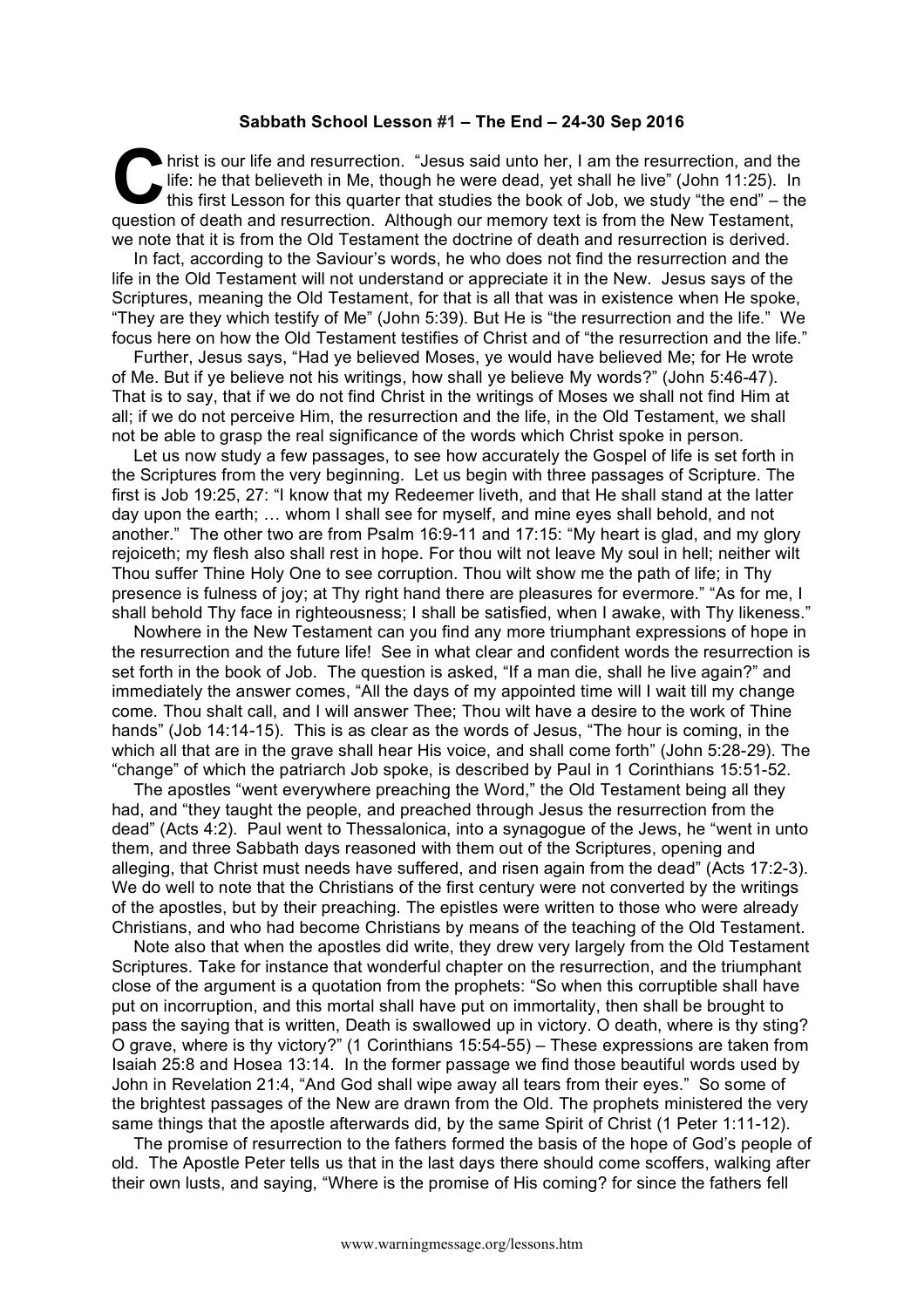**Sabbath School Lesson #1 – The End – 24-30 Sep 2016**

Christ is our life and resurrection. "Jesus said unto her, I am the resurrection, and the life: he that believeth in Me, though he were dead, yet shall he live" (John 11:25). In this first Lesson for this quarter that studies the book of Job, we study "the end" – the question of death and resurrection. Although our memory text is from the New Testament, we note that it is from the Old Testament the doctrine of death and resurrection is derived.

In fact, according to the Saviour's words, he who does not find the resurrection and the life in the Old Testament will not understand or appreciate it in the New. Jesus says of the Scriptures, meaning the Old Testament, for that is all that was in existence when He spoke, "They are they which testify of Me" (John 5:39). But He is "the resurrection and the life." We focus here on how the Old Testament testifies of Christ and of "the resurrection and the life."

Further, Jesus says, "Had ye believed Moses, ye would have believed Me; for He wrote of Me. But if ye believe not his writings, how shall ye believe My words?" (John 5:46-47). That is to say, that if we do not find Christ in the writings of Moses we shall not find Him at all; if we do not perceive Him, the resurrection and the life, in the Old Testament, we shall not be able to grasp the real significance of the words which Christ spoke in person.

Let us now study a few passages, to see how accurately the Gospel of life is set forth in the Scriptures from the very beginning. Let us begin with three passages of Scripture. The first is Job 19:25, 27: "I know that my Redeemer liveth, and that He shall stand at the latter day upon the earth; … whom I shall see for myself, and mine eyes shall behold, and not another." The other two are from Psalm 16:9-11 and 17:15: "My heart is glad, and my glory rejoiceth; my flesh also shall rest in hope. For thou wilt not leave My soul in hell; neither wilt Thou suffer Thine Holy One to see corruption. Thou wilt show me the path of life; in Thy presence is fulness of joy; at Thy right hand there are pleasures for evermore." "As for me, I shall behold Thy face in righteousness; I shall be satisfied, when I awake, with Thy likeness."

Nowhere in the New Testament can you find any more triumphant expressions of hope in the resurrection and the future life! See in what clear and confident words the resurrection is set forth in the book of Job. The question is asked, "If a man die, shall he live again?" and immediately the answer comes, "All the days of my appointed time will I wait till my change come. Thou shalt call, and I will answer Thee; Thou wilt have a desire to the work of Thine hands" (Job 14:14-15). This is as clear as the words of Jesus, "The hour is coming, in the which all that are in the grave shall hear His voice, and shall come forth" (John 5:28-29). The "change" of which the patriarch Job spoke, is described by Paul in 1 Corinthians 15:51-52.

The apostles "went everywhere preaching the Word," the Old Testament being all they had, and "they taught the people, and preached through Jesus the resurrection from the dead" (Acts 4:2). Paul went to Thessalonica, into a synagogue of the Jews, he "went in unto them, and three Sabbath days reasoned with them out of the Scriptures, opening and alleging, that Christ must needs have suffered, and risen again from the dead" (Acts 17:2-3). We do well to note that the Christians of the first century were not converted by the writings of the apostles, but by their preaching. The epistles were written to those who were already Christians, and who had become Christians by means of the teaching of the Old Testament.

Note also that when the apostles did write, they drew very largely from the Old Testament Scriptures. Take for instance that wonderful chapter on the resurrection, and the triumphant close of the argument is a quotation from the prophets: "So when this corruptible shall have put on incorruption, and this mortal shall have put on immortality, then shall be brought to pass the saying that is written, Death is swallowed up in victory. O death, where is thy sting? O grave, where is thy victory?" (1 Corinthians 15:54-55) – These expressions are taken from Isaiah 25:8 and Hosea 13:14. In the former passage we find those beautiful words used by John in Revelation 21:4, "And God shall wipe away all tears from their eyes." So some of the brightest passages of the New are drawn from the Old. The prophets ministered the very same things that the apostle afterwards did, by the same Spirit of Christ (1 Peter 1:11-12).

The promise of resurrection to the fathers formed the basis of the hope of God's people of old. The Apostle Peter tells us that in the last days there should come scoffers, walking after their own lusts, and saying, "Where is the promise of His coming? for since the fathers fell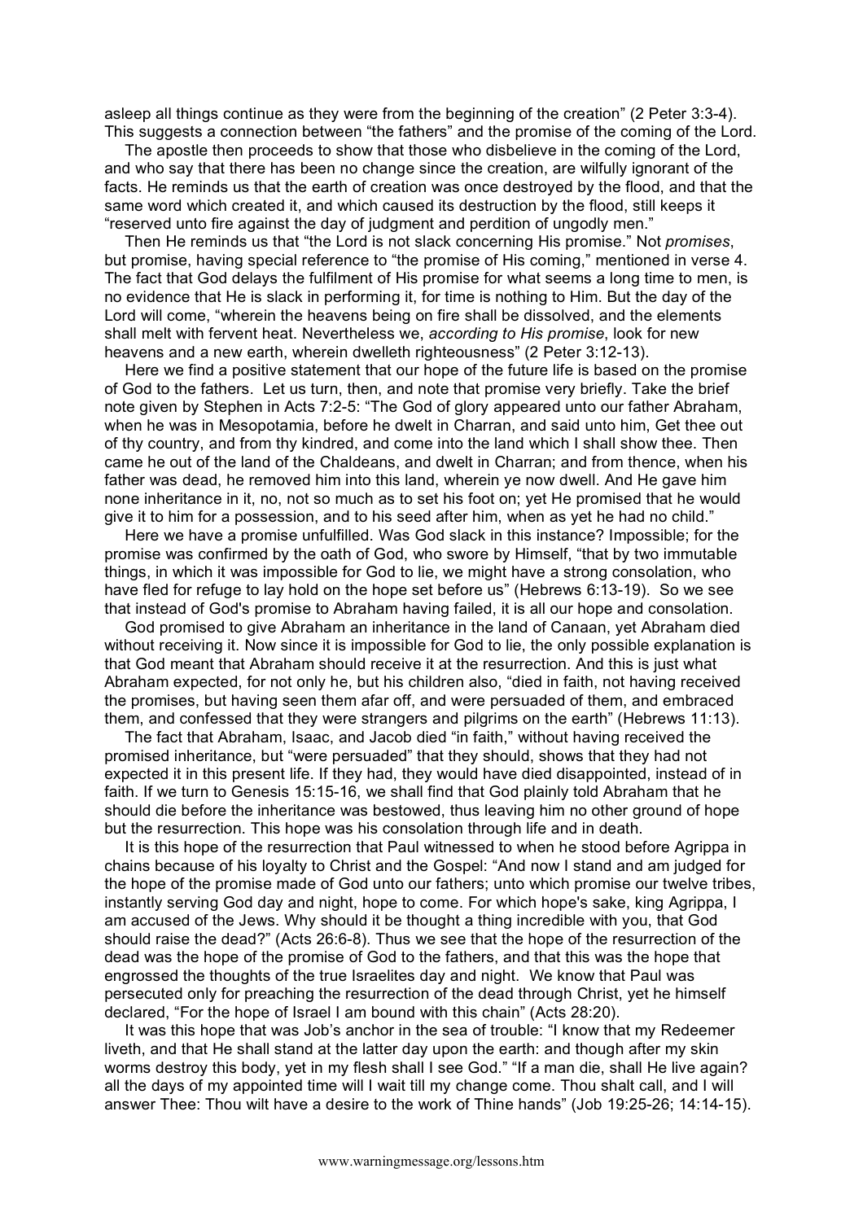asleep all things continue as they were from the beginning of the creation" (2 Peter 3:3-4). This suggests a connection between "the fathers" and the promise of the coming of the Lord.

The apostle then proceeds to show that those who disbelieve in the coming of the Lord, and who say that there has been no change since the creation, are wilfully ignorant of the facts. He reminds us that the earth of creation was once destroyed by the flood, and that the same word which created it, and which caused its destruction by the flood, still keeps it "reserved unto fire against the day of judgment and perdition of ungodly men."

Then He reminds us that "the Lord is not slack concerning His promise." Not *promises*, but promise, having special reference to "the promise of His coming," mentioned in verse 4. The fact that God delays the fulfilment of His promise for what seems a long time to men, is no evidence that He is slack in performing it, for time is nothing to Him. But the day of the Lord will come, "wherein the heavens being on fire shall be dissolved, and the elements shall melt with fervent heat. Nevertheless we, *according to His promise*, look for new heavens and a new earth, wherein dwelleth righteousness" (2 Peter 3:12-13).

Here we find a positive statement that our hope of the future life is based on the promise of God to the fathers. Let us turn, then, and note that promise very briefly. Take the brief note given by Stephen in Acts 7:2-5: "The God of glory appeared unto our father Abraham, when he was in Mesopotamia, before he dwelt in Charran, and said unto him, Get thee out of thy country, and from thy kindred, and come into the land which I shall show thee. Then came he out of the land of the Chaldeans, and dwelt in Charran; and from thence, when his father was dead, he removed him into this land, wherein ye now dwell. And He gave him none inheritance in it, no, not so much as to set his foot on; yet He promised that he would give it to him for a possession, and to his seed after him, when as yet he had no child."

Here we have a promise unfulfilled. Was God slack in this instance? Impossible; for the promise was confirmed by the oath of God, who swore by Himself, "that by two immutable things, in which it was impossible for God to lie, we might have a strong consolation, who have fled for refuge to lay hold on the hope set before us" (Hebrews 6:13-19). So we see that instead of God's promise to Abraham having failed, it is all our hope and consolation.

God promised to give Abraham an inheritance in the land of Canaan, yet Abraham died without receiving it. Now since it is impossible for God to lie, the only possible explanation is that God meant that Abraham should receive it at the resurrection. And this is just what Abraham expected, for not only he, but his children also, "died in faith, not having received the promises, but having seen them afar off, and were persuaded of them, and embraced them, and confessed that they were strangers and pilgrims on the earth" (Hebrews 11:13).

The fact that Abraham, Isaac, and Jacob died "in faith," without having received the promised inheritance, but "were persuaded" that they should, shows that they had not expected it in this present life. If they had, they would have died disappointed, instead of in faith. If we turn to Genesis 15:15-16, we shall find that God plainly told Abraham that he should die before the inheritance was bestowed, thus leaving him no other ground of hope but the resurrection. This hope was his consolation through life and in death.

It is this hope of the resurrection that Paul witnessed to when he stood before Agrippa in chains because of his loyalty to Christ and the Gospel: "And now I stand and am judged for the hope of the promise made of God unto our fathers; unto which promise our twelve tribes, instantly serving God day and night, hope to come. For which hope's sake, king Agrippa, I am accused of the Jews. Why should it be thought a thing incredible with you, that God should raise the dead?" (Acts 26:6-8). Thus we see that the hope of the resurrection of the dead was the hope of the promise of God to the fathers, and that this was the hope that engrossed the thoughts of the true Israelites day and night. We know that Paul was persecuted only for preaching the resurrection of the dead through Christ, yet he himself declared, "For the hope of Israel I am bound with this chain" (Acts 28:20).

It was this hope that was Job's anchor in the sea of trouble: "I know that my Redeemer liveth, and that He shall stand at the latter day upon the earth: and though after my skin worms destroy this body, yet in my flesh shall I see God." "If a man die, shall He live again? all the days of my appointed time will I wait till my change come. Thou shalt call, and I will answer Thee: Thou wilt have a desire to the work of Thine hands" (Job 19:25-26; 14:14-15).